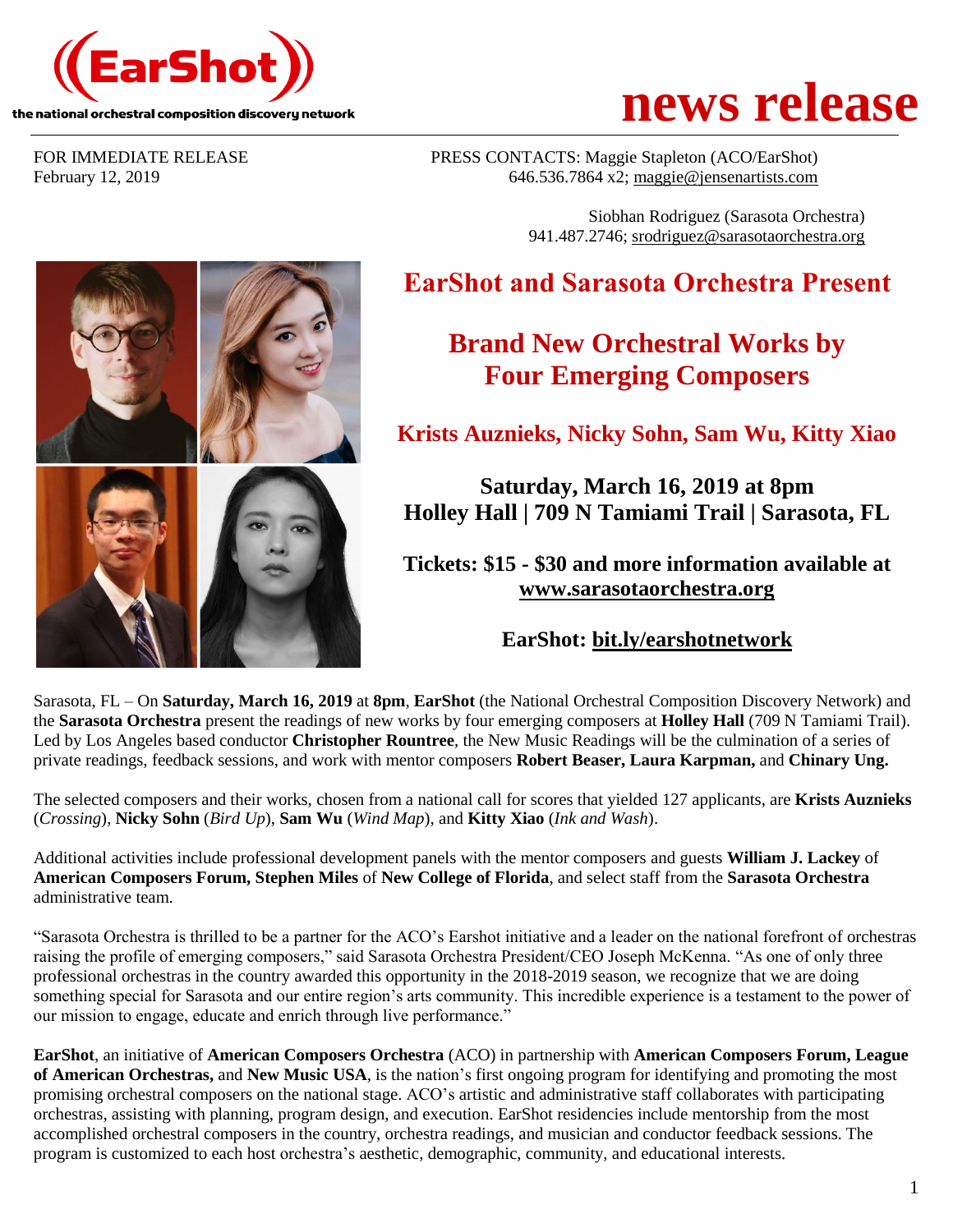**((EarShot))**
the national orchestral composition discovery network

# news release

FOR IMMEDIATE RELEASE
February 12, 2019

PRESS CONTACTS: Maggie Stapleton (ACO/EarShot)
646.536.7864 x2; maggie@jensenartists.com

Siobhan Rodriguez (Sarasota Orchestra)
941.487.2746; srodriguez@sarasotaorchestra.org

## EarShot and Sarasota Orchestra Present

## Brand New Orchestral Works by Four Emerging Composers

### Krists Auznieks, Nicky Sohn, Sam Wu, Kitty Xiao

**Saturday, March 16, 2019 at 8pm**
**Holley Hall | 709 N Tamiami Trail | Sarasota, FL**

**Tickets: $15 - $30 and more information available at www.sarasotaorchestra.org**

**EarShot: bit.ly/earshotnetwork**

Sarasota, FL – On **Saturday, March 16, 2019** at **8pm**, **EarShot** (the National Orchestral Composition Discovery Network) and the **Sarasota Orchestra** present the readings of new works by four emerging composers at **Holley Hall** (709 N Tamiami Trail). Led by Los Angeles based conductor **Christopher Rountree**, the New Music Readings will be the culmination of a series of private readings, feedback sessions, and work with mentor composers **Robert Beaser, Laura Karpman,** and **Chinary Ung.**

The selected composers and their works, chosen from a national call for scores that yielded 127 applicants, are **Krists Auznieks** (*Crossing*), **Nicky Sohn** (*Bird Up*), **Sam Wu** (*Wind Map*), and **Kitty Xiao** (*Ink and Wash*).

Additional activities include professional development panels with the mentor composers and guests **William J. Lackey** of **American Composers Forum, Stephen Miles** of **New College of Florida**, and select staff from the **Sarasota Orchestra** administrative team.

"Sarasota Orchestra is thrilled to be a partner for the ACO's Earshot initiative and a leader on the national forefront of orchestras raising the profile of emerging composers," said Sarasota Orchestra President/CEO Joseph McKenna. "As one of only three professional orchestras in the country awarded this opportunity in the 2018-2019 season, we recognize that we are doing something special for Sarasota and our entire region's arts community. This incredible experience is a testament to the power of our mission to engage, educate and enrich through live performance."

**EarShot**, an initiative of **American Composers Orchestra** (ACO) in partnership with **American Composers Forum, League of American Orchestras,** and **New Music USA**, is the nation's first ongoing program for identifying and promoting the most promising orchestral composers on the national stage. ACO's artistic and administrative staff collaborates with participating orchestras, assisting with planning, program design, and execution. EarShot residencies include mentorship from the most accomplished orchestral composers in the country, orchestra readings, and musician and conductor feedback sessions. The program is customized to each host orchestra's aesthetic, demographic, community, and educational interests.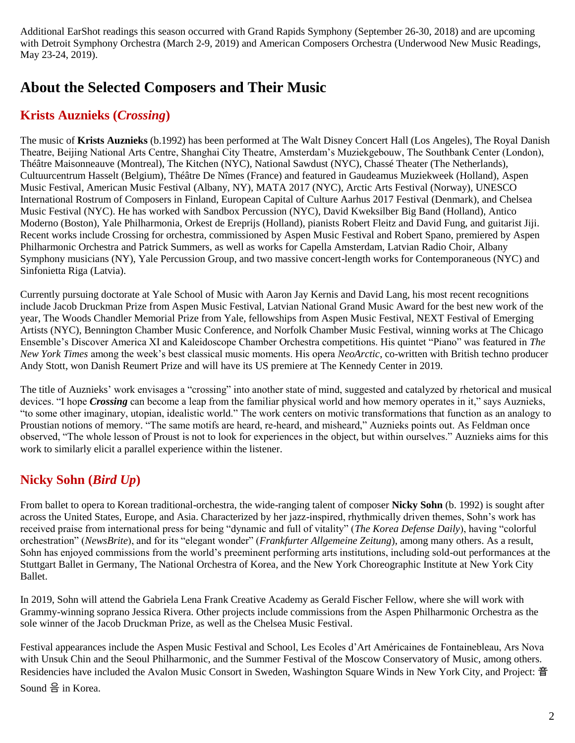Additional EarShot readings this season occurred with Grand Rapids Symphony (September 26-30, 2018) and are upcoming with Detroit Symphony Orchestra (March 2-9, 2019) and American Composers Orchestra (Underwood New Music Readings, May 23-24, 2019).

## About the Selected Composers and Their Music

### Krists Auznieks (*Crossing*)

The music of **Krists Auznieks** (b.1992) has been performed at The Walt Disney Concert Hall (Los Angeles), The Royal Danish Theatre, Beijing National Arts Centre, Shanghai City Theatre, Amsterdam's Muziekgebouw, The Southbank Center (London), Théâtre Maisonneauve (Montreal), The Kitchen (NYC), National Sawdust (NYC), Chassé Theater (The Netherlands), Cultuurcentrum Hasselt (Belgium), Théâtre De Nîmes (France) and featured in Gaudeamus Muziekweek (Holland), Aspen Music Festival, American Music Festival (Albany, NY), MATA 2017 (NYC), Arctic Arts Festival (Norway), UNESCO International Rostrum of Composers in Finland, European Capital of Culture Aarhus 2017 Festival (Denmark), and Chelsea Music Festival (NYC). He has worked with Sandbox Percussion (NYC), David Kweksilber Big Band (Holland), Antico Moderno (Boston), Yale Philharmonia, Orkest de Ereprijs (Holland), pianists Robert Fleitz and David Fung, and guitarist Jiji. Recent works include Crossing for orchestra, commissioned by Aspen Music Festival and Robert Spano, premiered by Aspen Philharmonic Orchestra and Patrick Summers, as well as works for Capella Amsterdam, Latvian Radio Choir, Albany Symphony musicians (NY), Yale Percussion Group, and two massive concert-length works for Contemporaneous (NYC) and Sinfonietta Riga (Latvia).

Currently pursuing doctorate at Yale School of Music with Aaron Jay Kernis and David Lang, his most recent recognitions include Jacob Druckman Prize from Aspen Music Festival, Latvian National Grand Music Award for the best new work of the year, The Woods Chandler Memorial Prize from Yale, fellowships from Aspen Music Festival, NEXT Festival of Emerging Artists (NYC), Bennington Chamber Music Conference, and Norfolk Chamber Music Festival, winning works at The Chicago Ensemble's Discover America XI and Kaleidoscope Chamber Orchestra competitions. His quintet "Piano" was featured in *The New York Times* among the week's best classical music moments. His opera *NeoArctic*, co-written with British techno producer Andy Stott, won Danish Reumert Prize and will have its US premiere at The Kennedy Center in 2019.

The title of Auznieks' work envisages a "crossing" into another state of mind, suggested and catalyzed by rhetorical and musical devices. "I hope ***Crossing*** can become a leap from the familiar physical world and how memory operates in it," says Auznieks, "to some other imaginary, utopian, idealistic world." The work centers on motivic transformations that function as an analogy to Proustian notions of memory. "The same motifs are heard, re-heard, and misheard," Auznieks points out. As Feldman once observed, "The whole lesson of Proust is not to look for experiences in the object, but within ourselves." Auznieks aims for this work to similarly elicit a parallel experience within the listener.

### Nicky Sohn (*Bird Up*)

From ballet to opera to Korean traditional-orchestra, the wide-ranging talent of composer **Nicky Sohn** (b. 1992) is sought after across the United States, Europe, and Asia. Characterized by her jazz-inspired, rhythmically driven themes, Sohn's work has received praise from international press for being "dynamic and full of vitality" (*The Korea Defense Daily*), having "colorful orchestration" (*NewsBrite*), and for its "elegant wonder" (*Frankfurter Allgemeine Zeitung*), among many others. As a result, Sohn has enjoyed commissions from the world's preeminent performing arts institutions, including sold-out performances at the Stuttgart Ballet in Germany, The National Orchestra of Korea, and the New York Choreographic Institute at New York City Ballet.

In 2019, Sohn will attend the Gabriela Lena Frank Creative Academy as Gerald Fischer Fellow, where she will work with Grammy-winning soprano Jessica Rivera. Other projects include commissions from the Aspen Philharmonic Orchestra as the sole winner of the Jacob Druckman Prize, as well as the Chelsea Music Festival.

Festival appearances include the Aspen Music Festival and School, Les Ecoles d'Art Américaines de Fontainebleau, Ars Nova with Unsuk Chin and the Seoul Philharmonic, and the Summer Festival of the Moscow Conservatory of Music, among others. Residencies have included the Avalon Music Consort in Sweden, Washington Square Winds in New York City, and Project: 音 Sound 음 in Korea.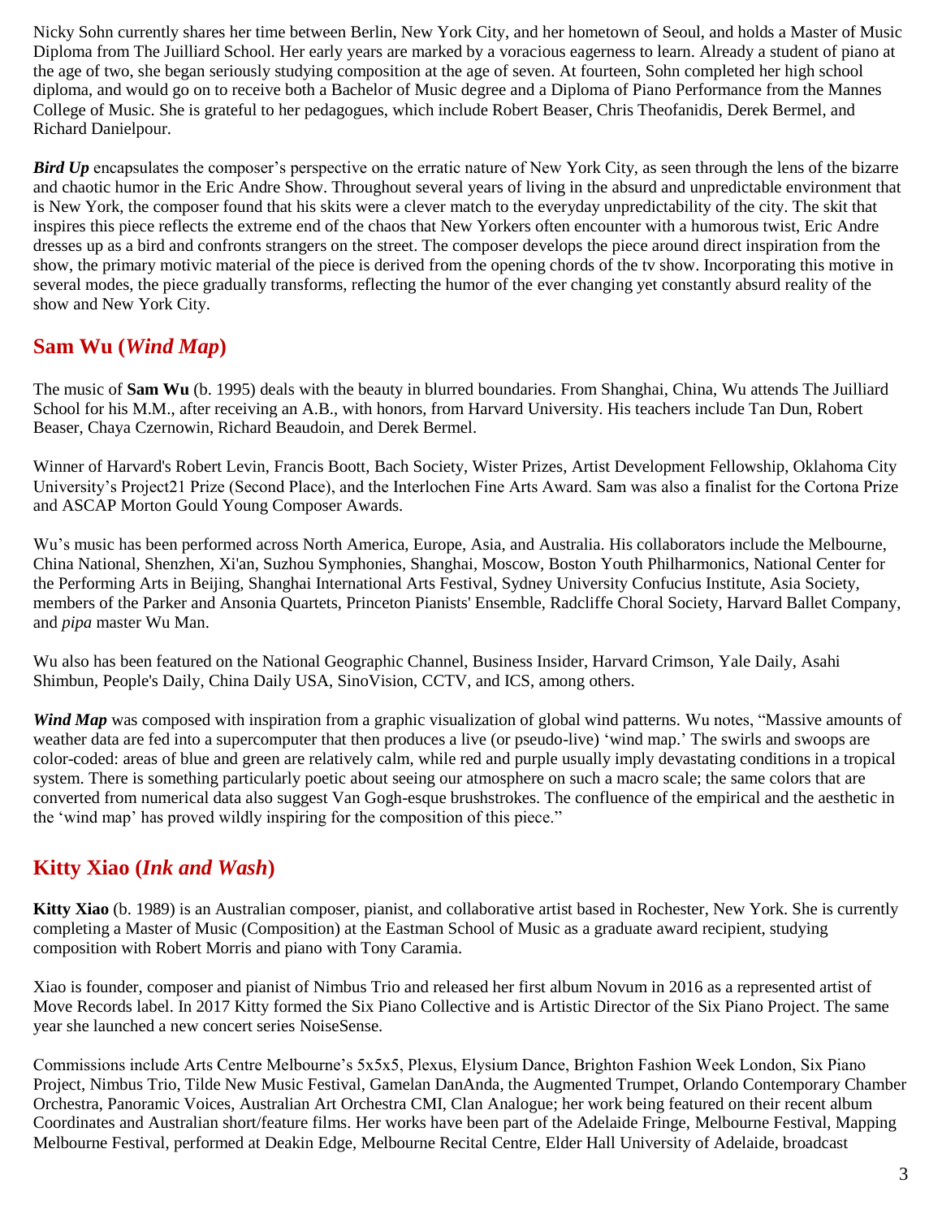Nicky Sohn currently shares her time between Berlin, New York City, and her hometown of Seoul, and holds a Master of Music Diploma from The Juilliard School. Her early years are marked by a voracious eagerness to learn. Already a student of piano at the age of two, she began seriously studying composition at the age of seven. At fourteen, Sohn completed her high school diploma, and would go on to receive both a Bachelor of Music degree and a Diploma of Piano Performance from the Mannes College of Music. She is grateful to her pedagogues, which include Robert Beaser, Chris Theofanidis, Derek Bermel, and Richard Danielpour.

***Bird Up*** encapsulates the composer's perspective on the erratic nature of New York City, as seen through the lens of the bizarre and chaotic humor in the Eric Andre Show. Throughout several years of living in the absurd and unpredictable environment that is New York, the composer found that his skits were a clever match to the everyday unpredictability of the city. The skit that inspires this piece reflects the extreme end of the chaos that New Yorkers often encounter with a humorous twist, Eric Andre dresses up as a bird and confronts strangers on the street. The composer develops the piece around direct inspiration from the show, the primary motivic material of the piece is derived from the opening chords of the tv show. Incorporating this motive in several modes, the piece gradually transforms, reflecting the humor of the ever changing yet constantly absurd reality of the show and New York City.

## Sam Wu (*Wind Map*)

The music of **Sam Wu** (b. 1995) deals with the beauty in blurred boundaries. From Shanghai, China, Wu attends The Juilliard School for his M.M., after receiving an A.B., with honors, from Harvard University. His teachers include Tan Dun, Robert Beaser, Chaya Czernowin, Richard Beaudoin, and Derek Bermel.

Winner of Harvard's Robert Levin, Francis Boott, Bach Society, Wister Prizes, Artist Development Fellowship, Oklahoma City University's Project21 Prize (Second Place), and the Interlochen Fine Arts Award. Sam was also a finalist for the Cortona Prize and ASCAP Morton Gould Young Composer Awards.

Wu's music has been performed across North America, Europe, Asia, and Australia. His collaborators include the Melbourne, China National, Shenzhen, Xi'an, Suzhou Symphonies, Shanghai, Moscow, Boston Youth Philharmonics, National Center for the Performing Arts in Beijing, Shanghai International Arts Festival, Sydney University Confucius Institute, Asia Society, members of the Parker and Ansonia Quartets, Princeton Pianists' Ensemble, Radcliffe Choral Society, Harvard Ballet Company, and *pipa* master Wu Man.

Wu also has been featured on the National Geographic Channel, Business Insider, Harvard Crimson, Yale Daily, Asahi Shimbun, People's Daily, China Daily USA, SinoVision, CCTV, and ICS, among others.

***Wind Map*** was composed with inspiration from a graphic visualization of global wind patterns. Wu notes, "Massive amounts of weather data are fed into a supercomputer that then produces a live (or pseudo-live) 'wind map.' The swirls and swoops are color-coded: areas of blue and green are relatively calm, while red and purple usually imply devastating conditions in a tropical system. There is something particularly poetic about seeing our atmosphere on such a macro scale; the same colors that are converted from numerical data also suggest Van Gogh-esque brushstrokes. The confluence of the empirical and the aesthetic in the 'wind map' has proved wildly inspiring for the composition of this piece."

## Kitty Xiao (*Ink and Wash*)

**Kitty Xiao** (b. 1989) is an Australian composer, pianist, and collaborative artist based in Rochester, New York. She is currently completing a Master of Music (Composition) at the Eastman School of Music as a graduate award recipient, studying composition with Robert Morris and piano with Tony Caramia.

Xiao is founder, composer and pianist of Nimbus Trio and released her first album Novum in 2016 as a represented artist of Move Records label. In 2017 Kitty formed the Six Piano Collective and is Artistic Director of the Six Piano Project. The same year she launched a new concert series NoiseSense.

Commissions include Arts Centre Melbourne's 5x5x5, Plexus, Elysium Dance, Brighton Fashion Week London, Six Piano Project, Nimbus Trio, Tilde New Music Festival, Gamelan DanAnda, the Augmented Trumpet, Orlando Contemporary Chamber Orchestra, Panoramic Voices, Australian Art Orchestra CMI, Clan Analogue; her work being featured on their recent album Coordinates and Australian short/feature films. Her works have been part of the Adelaide Fringe, Melbourne Festival, Mapping Melbourne Festival, performed at Deakin Edge, Melbourne Recital Centre, Elder Hall University of Adelaide, broadcast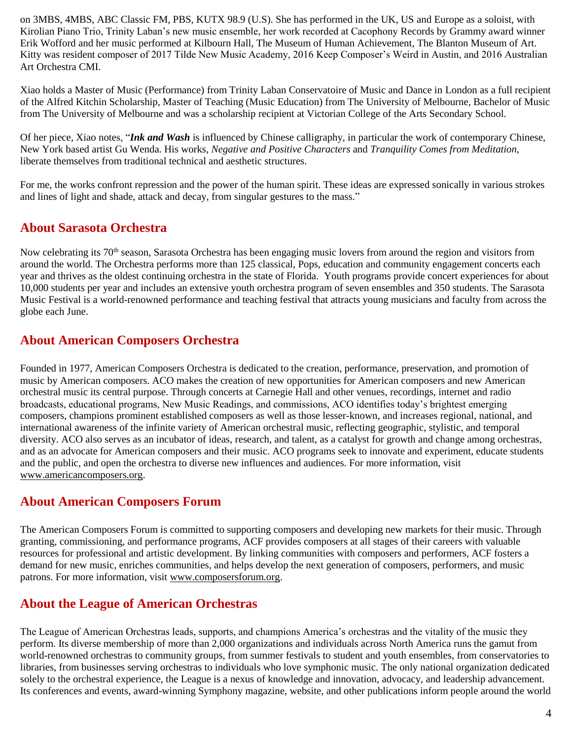on 3MBS, 4MBS, ABC Classic FM, PBS, KUTX 98.9 (U.S). She has performed in the UK, US and Europe as a soloist, with Kirolian Piano Trio, Trinity Laban's new music ensemble, her work recorded at Cacophony Records by Grammy award winner Erik Wofford and her music performed at Kilbourn Hall, The Museum of Human Achievement, The Blanton Museum of Art. Kitty was resident composer of 2017 Tilde New Music Academy, 2016 Keep Composer's Weird in Austin, and 2016 Australian Art Orchestra CMI.

Xiao holds a Master of Music (Performance) from Trinity Laban Conservatoire of Music and Dance in London as a full recipient of the Alfred Kitchin Scholarship, Master of Teaching (Music Education) from The University of Melbourne, Bachelor of Music from The University of Melbourne and was a scholarship recipient at Victorian College of the Arts Secondary School.

Of her piece, Xiao notes, "***Ink and Wash*** is influenced by Chinese calligraphy, in particular the work of contemporary Chinese, New York based artist Gu Wenda. His works, *Negative and Positive Characters* and *Tranquility Comes from Meditation*, liberate themselves from traditional technical and aesthetic structures.

For me, the works confront repression and the power of the human spirit. These ideas are expressed sonically in various strokes and lines of light and shade, attack and decay, from singular gestures to the mass."

## About Sarasota Orchestra

Now celebrating its 70th season, Sarasota Orchestra has been engaging music lovers from around the region and visitors from around the world. The Orchestra performs more than 125 classical, Pops, education and community engagement concerts each year and thrives as the oldest continuing orchestra in the state of Florida. Youth programs provide concert experiences for about 10,000 students per year and includes an extensive youth orchestra program of seven ensembles and 350 students. The Sarasota Music Festival is a world-renowned performance and teaching festival that attracts young musicians and faculty from across the globe each June.

## About American Composers Orchestra

Founded in 1977, American Composers Orchestra is dedicated to the creation, performance, preservation, and promotion of music by American composers. ACO makes the creation of new opportunities for American composers and new American orchestral music its central purpose. Through concerts at Carnegie Hall and other venues, recordings, internet and radio broadcasts, educational programs, New Music Readings, and commissions, ACO identifies today's brightest emerging composers, champions prominent established composers as well as those lesser-known, and increases regional, national, and international awareness of the infinite variety of American orchestral music, reflecting geographic, stylistic, and temporal diversity. ACO also serves as an incubator of ideas, research, and talent, as a catalyst for growth and change among orchestras, and as an advocate for American composers and their music. ACO programs seek to innovate and experiment, educate students and the public, and open the orchestra to diverse new influences and audiences. For more information, visit www.americancomposers.org.

## About American Composers Forum

The American Composers Forum is committed to supporting composers and developing new markets for their music. Through granting, commissioning, and performance programs, ACF provides composers at all stages of their careers with valuable resources for professional and artistic development. By linking communities with composers and performers, ACF fosters a demand for new music, enriches communities, and helps develop the next generation of composers, performers, and music patrons. For more information, visit www.composersforum.org.

## About the League of American Orchestras

The League of American Orchestras leads, supports, and champions America's orchestras and the vitality of the music they perform. Its diverse membership of more than 2,000 organizations and individuals across North America runs the gamut from world-renowned orchestras to community groups, from summer festivals to student and youth ensembles, from conservatories to libraries, from businesses serving orchestras to individuals who love symphonic music. The only national organization dedicated solely to the orchestral experience, the League is a nexus of knowledge and innovation, advocacy, and leadership advancement. Its conferences and events, award-winning Symphony magazine, website, and other publications inform people around the world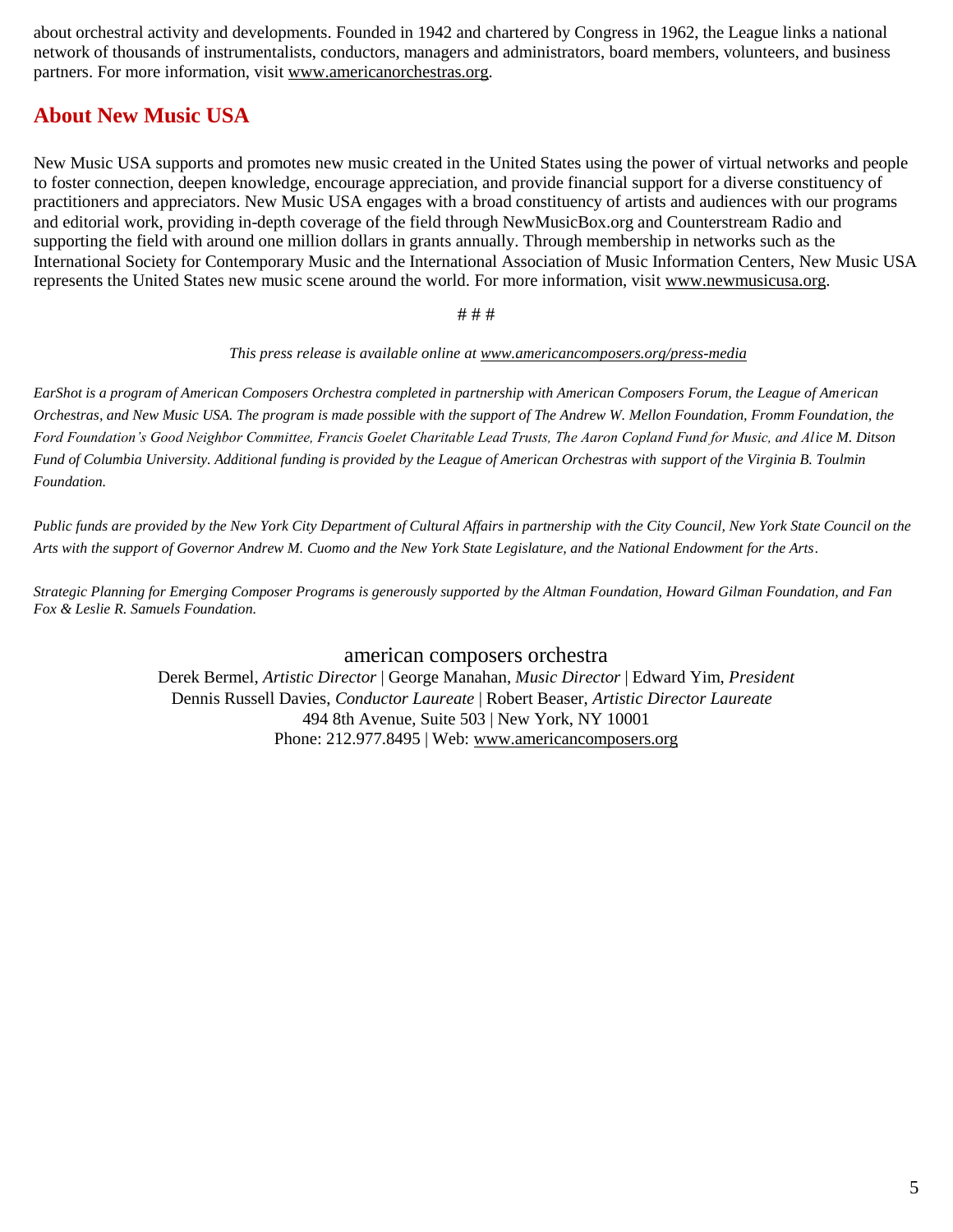about orchestral activity and developments. Founded in 1942 and chartered by Congress in 1962, the League links a national network of thousands of instrumentalists, conductors, managers and administrators, board members, volunteers, and business partners. For more information, visit www.americanorchestras.org.

## About New Music USA

New Music USA supports and promotes new music created in the United States using the power of virtual networks and people to foster connection, deepen knowledge, encourage appreciation, and provide financial support for a diverse constituency of practitioners and appreciators. New Music USA engages with a broad constituency of artists and audiences with our programs and editorial work, providing in-depth coverage of the field through NewMusicBox.org and Counterstream Radio and supporting the field with around one million dollars in grants annually. Through membership in networks such as the International Society for Contemporary Music and the International Association of Music Information Centers, New Music USA represents the United States new music scene around the world. For more information, visit www.newmusicusa.org.

# # #

*This press release is available online at www.americancomposers.org/press-media*

*EarShot is a program of American Composers Orchestra completed in partnership with American Composers Forum, the League of American Orchestras, and New Music USA. The program is made possible with the support of The Andrew W. Mellon Foundation, Fromm Foundation, the Ford Foundation's Good Neighbor Committee, Francis Goelet Charitable Lead Trusts, The Aaron Copland Fund for Music, and Alice M. Ditson Fund of Columbia University. Additional funding is provided by the League of American Orchestras with support of the Virginia B. Toulmin Foundation.*

*Public funds are provided by the New York City Department of Cultural Affairs in partnership with the City Council, New York State Council on the Arts with the support of Governor Andrew M. Cuomo and the New York State Legislature, and the National Endowment for the Arts.*

*Strategic Planning for Emerging Composer Programs is generously supported by the Altman Foundation, Howard Gilman Foundation, and Fan Fox & Leslie R. Samuels Foundation.*

american composers orchestra
Derek Bermel, *Artistic Director* | George Manahan, *Music Director* | Edward Yim, *President*
Dennis Russell Davies, *Conductor Laureate* | Robert Beaser, *Artistic Director Laureate*
494 8th Avenue, Suite 503 | New York, NY 10001
Phone: 212.977.8495 | Web: www.americancomposers.org